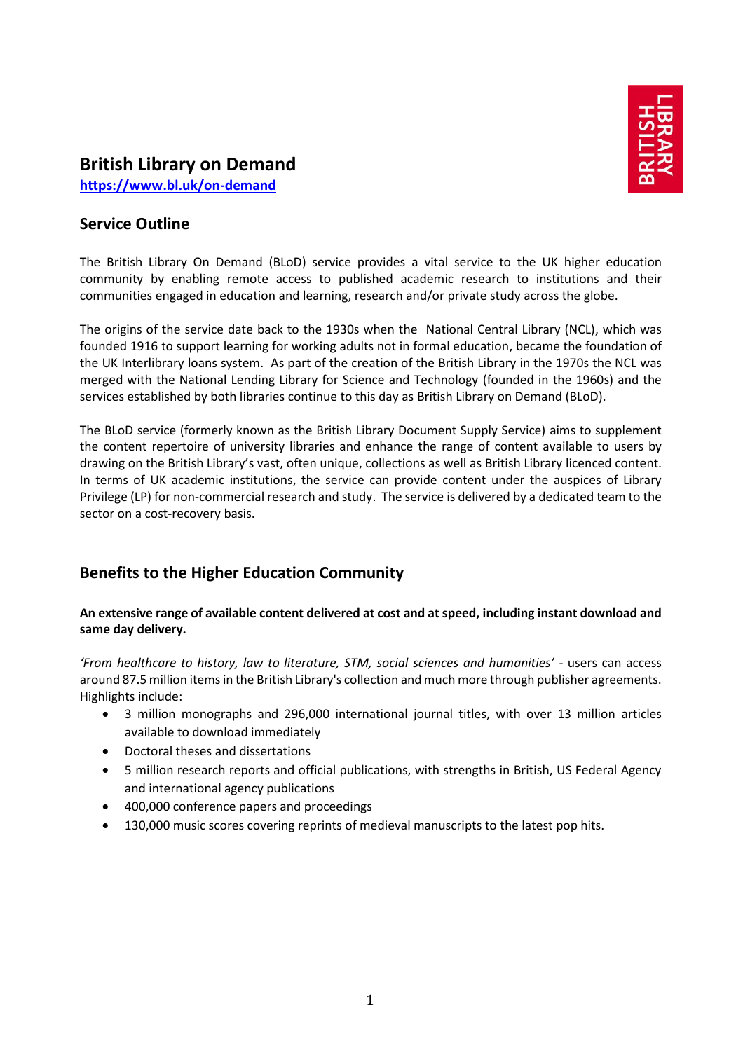# British Library on Demand

**https://www.bl.uk/on-demand**

## Service Outline

The British Library On Demand (BLoD) service provides a vital service to the UK higher education community by enabling remote access to published academic research to institutions and their communities engaged in education and learning, research and/or private study across the globe.

The origins of the service date back to the 1930s when the National Central Library (NCL), which was founded 1916 to support learning for working adults not in formal education, became the foundation of the UK Interlibrary loans system. As part of the creation of the British Library in the 1970s the NCL was merged with the National Lending Library for Science and Technology (founded in the 1960s) and the services established by both libraries continue to this day as British Library on Demand (BLoD).

The BLoD service (formerly known as the British Library Document Supply Service) aims to supplement the content repertoire of university libraries and enhance the range of content available to users by drawing on the British Library's vast, often unique, collections as well as British Library licenced content. In terms of UK academic institutions, the service can provide content under the auspices of Library Privilege (LP) for non-commercial research and study. The service is delivered by a dedicated team to the sector on a cost-recovery basis.

## Benefits to the Higher Education Community

**An extensive range of available content delivered at cost and at speed, including instant download and same day delivery.**

*'From healthcare to history, law to literature, STM, social sciences and humanities'* - users can access around 87.5 million items in the British Library's collection and much more through publisher agreements. Highlights include:

- 3 million monographs and 296,000 international journal titles, with over 13 million articles available to download immediately
- Doctoral theses and dissertations
- 5 million research reports and official publications, with strengths in British, US Federal Agency and international agency publications
- 400,000 conference papers and proceedings
- 130,000 music scores covering reprints of medieval manuscripts to the latest pop hits.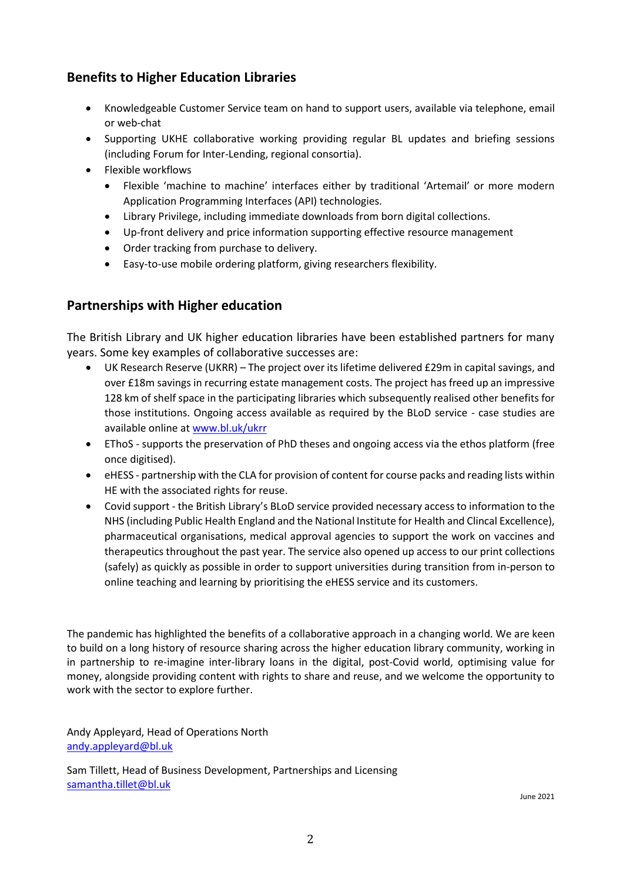## Benefits to Higher Education Libraries

- Knowledgeable Customer Service team on hand to support users, available via telephone, email or web-chat
- Supporting UKHE collaborative working providing regular BL updates and briefing sessions (including Forum for Inter-Lending, regional consortia).
- Flexible workflows
  - Flexible 'machine to machine' interfaces either by traditional 'Artemail' or more modern Application Programming Interfaces (API) technologies.
  - Library Privilege, including immediate downloads from born digital collections.
  - Up-front delivery and price information supporting effective resource management
  - Order tracking from purchase to delivery.
  - Easy-to-use mobile ordering platform, giving researchers flexibility.

## Partnerships with Higher education

The British Library and UK higher education libraries have been established partners for many years. Some key examples of collaborative successes are:

- UK Research Reserve (UKRR) – The project over its lifetime delivered £29m in capital savings, and over £18m savings in recurring estate management costs. The project has freed up an impressive 128 km of shelf space in the participating libraries which subsequently realised other benefits for those institutions. Ongoing access available as required by the BLoD service - case studies are available online at [www.bl.uk/ukrr](www.bl.uk/ukrr)
- EThoS - supports the preservation of PhD theses and ongoing access via the ethos platform (free once digitised).
- eHESS - partnership with the CLA for provision of content for course packs and reading lists within HE with the associated rights for reuse.
- Covid support - the British Library's BLoD service provided necessary access to information to the NHS (including Public Health England and the National Institute for Health and Clincal Excellence), pharmaceutical organisations, medical approval agencies to support the work on vaccines and therapeutics throughout the past year. The service also opened up access to our print collections (safely) as quickly as possible in order to support universities during transition from in-person to online teaching and learning by prioritising the eHESS service and its customers.

The pandemic has highlighted the benefits of a collaborative approach in a changing world. We are keen to build on a long history of resource sharing across the higher education library community, working in in partnership to re-imagine inter-library loans in the digital, post-Covid world, optimising value for money, alongside providing content with rights to share and reuse, and we welcome the opportunity to work with the sector to explore further.

Andy Appleyard, Head of Operations North
[andy.appleyard@bl.uk](mailto:andy.appleyard@bl.uk)

Sam Tillett, Head of Business Development, Partnerships and Licensing
[samantha.tillet@bl.uk](mailto:samantha.tillet@bl.uk)

June 2021